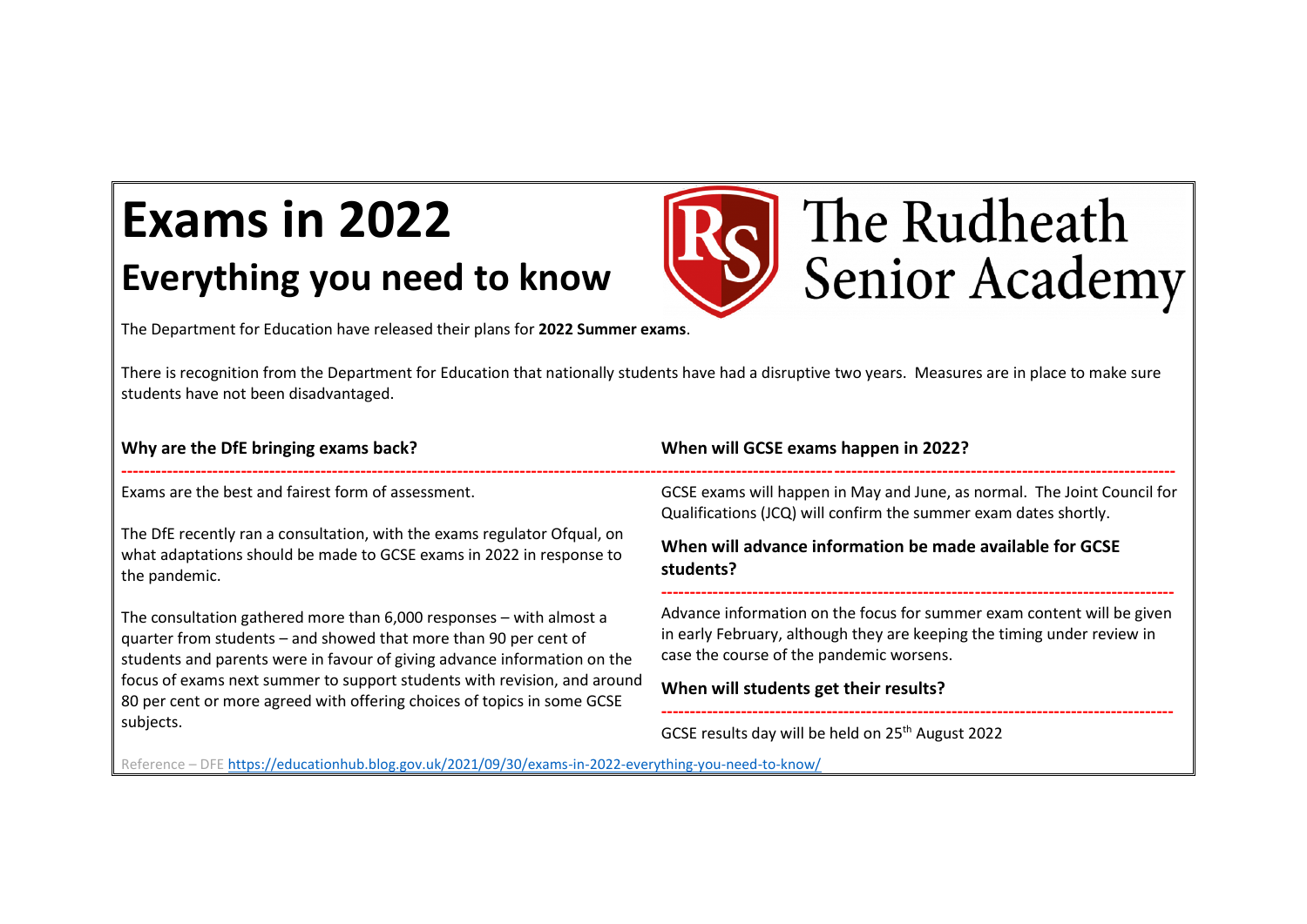# Exams in 2022

## Everything you need to know

The Rudheath Senior Academy

The Department for Education have released their plans for **2022 Summer exams**.

There is recognition from the Department for Education that nationally students have had a disruptive two years. Measures are in place to make sure students have not been disadvantaged.

### Why are the DfE bringing exams back?

Exams are the best and fairest form of assessment.

The DfE recently ran a consultation, with the exams regulator Ofqual, on what adaptations should be made to GCSE exams in 2022 in response to the pandemic.

The consultation gathered more than 6,000 responses – with almost a quarter from students – and showed that more than 90 per cent of students and parents were in favour of giving advance information on the focus of exams next summer to support students with revision, and around 80 per cent or more agreed with offering choices of topics in some GCSE subjects.

### When will GCSE exams happen in 2022?

GCSE exams will happen in May and June, as normal. The Joint Council for Qualifications (JCQ) will confirm the summer exam dates shortly.

### When will advance information be made available for GCSE students?

Advance information on the focus for summer exam content will be given in early February, although they are keeping the timing under review in case the course of the pandemic worsens.

### When will students get their results?

GCSE results day will be held on 25th August 2022

Reference – DFE https://educationhub.blog.gov.uk/2021/09/30/exams-in-2022-everything-you-need-to-know/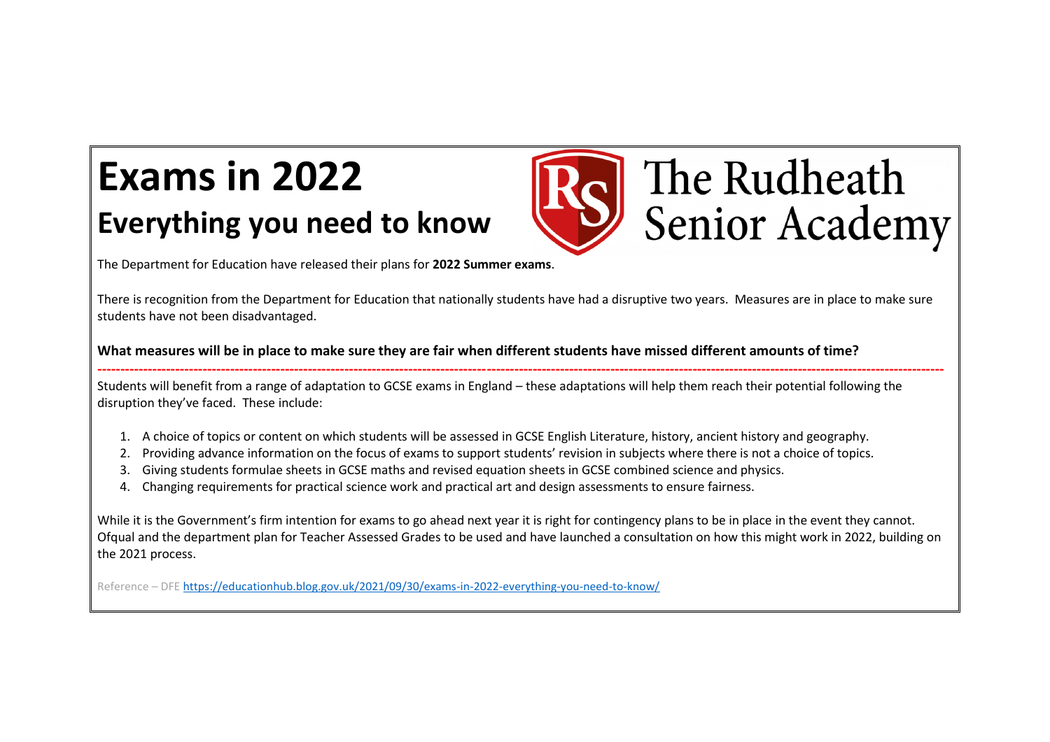# Exams in 2022

## Everything you need to know

The Rudheath Senior Academy

The Department for Education have released their plans for **2022 Summer exams**.

There is recognition from the Department for Education that nationally students have had a disruptive two years. Measures are in place to make sure students have not been disadvantaged.

**What measures will be in place to make sure they are fair when different students have missed different amounts of time?**

---

Students will benefit from a range of adaptation to GCSE exams in England – these adaptations will help them reach their potential following the disruption they've faced. These include:

1. A choice of topics or content on which students will be assessed in GCSE English Literature, history, ancient history and geography.
2. Providing advance information on the focus of exams to support students' revision in subjects where there is not a choice of topics.
3. Giving students formulae sheets in GCSE maths and revised equation sheets in GCSE combined science and physics.
4. Changing requirements for practical science work and practical art and design assessments to ensure fairness.

While it is the Government's firm intention for exams to go ahead next year it is right for contingency plans to be in place in the event they cannot. Ofqual and the department plan for Teacher Assessed Grades to be used and have launched a consultation on how this might work in 2022, building on the 2021 process.

Reference – DFE [https://educationhub.blog.gov.uk/2021/09/30/exams-in-2022-everything-you-need-to-know/](https://educationhub.blog.gov.uk/2021/09/30/exams-in-2022-everything-you-need-to-know/)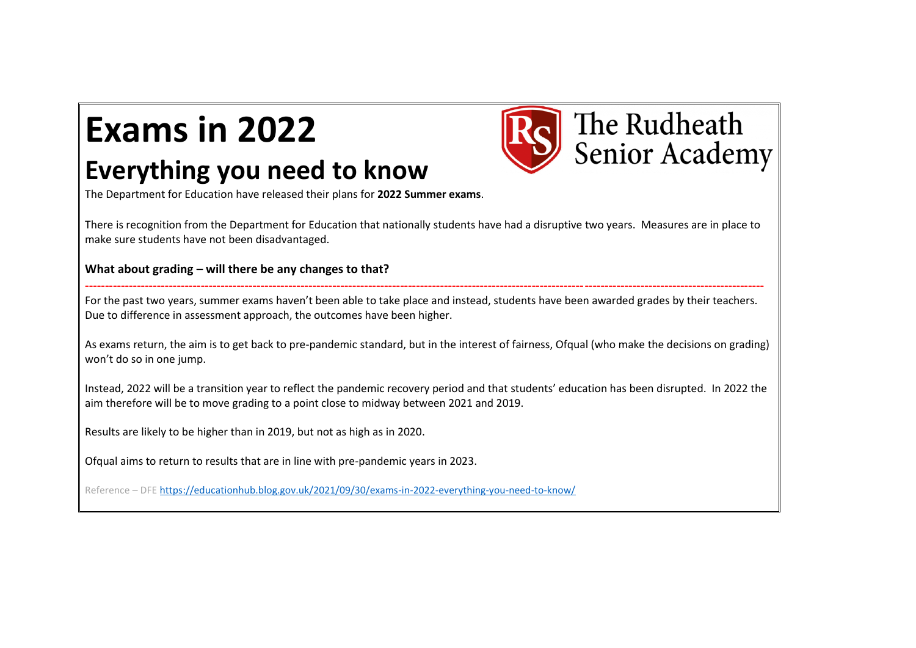# Exams in 2022

## Everything you need to know

The Rudheath Senior Academy

The Department for Education have released their plans for **2022 Summer exams**.

There is recognition from the Department for Education that nationally students have had a disruptive two years. Measures are in place to make sure students have not been disadvantaged.

**What about grading – will there be any changes to that?**

---

For the past two years, summer exams haven't been able to take place and instead, students have been awarded grades by their teachers. Due to difference in assessment approach, the outcomes have been higher.

As exams return, the aim is to get back to pre-pandemic standard, but in the interest of fairness, Ofqual (who make the decisions on grading) won't do so in one jump.

Instead, 2022 will be a transition year to reflect the pandemic recovery period and that students' education has been disrupted. In 2022 the aim therefore will be to move grading to a point close to midway between 2021 and 2019.

Results are likely to be higher than in 2019, but not as high as in 2020.

Ofqual aims to return to results that are in line with pre-pandemic years in 2023.

Reference – DFE https://educationhub.blog.gov.uk/2021/09/30/exams-in-2022-everything-you-need-to-know/